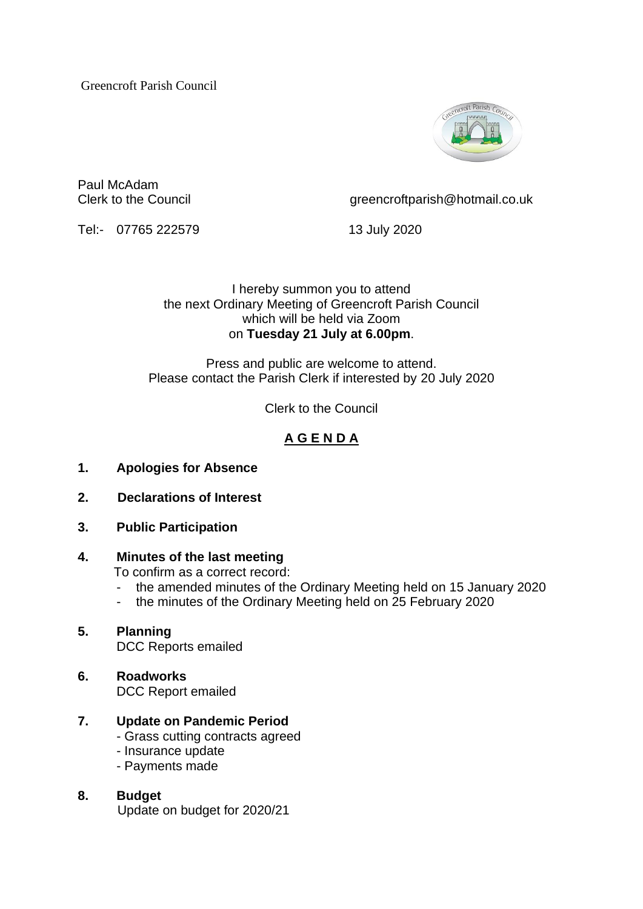Greencroft Parish Council

Paul McAdam
Clerk to the Council

greencroftparish@hotmail.co.uk

Tel:- 07765 222579

13 July 2020

I hereby summon you to attend
the next Ordinary Meeting of Greencroft Parish Council
which will be held via Zoom
on **Tuesday 21 July at 6.00pm**.

Press and public are welcome to attend.
Please contact the Parish Clerk if interested by 20 July 2020

Clerk to the Council

# A G E N D A

**1. Apologies for Absence**

**2. Declarations of Interest**

**3. Public Participation**

**4. Minutes of the last meeting**

To confirm as a correct record:

- the amended minutes of the Ordinary Meeting held on 15 January 2020
- the minutes of the Ordinary Meeting held on 25 February 2020

**5. Planning**

DCC Reports emailed

**6. Roadworks**

DCC Report emailed

**7. Update on Pandemic Period**

- Grass cutting contracts agreed
- Insurance update
- Payments made

**8. Budget**

Update on budget for 2020/21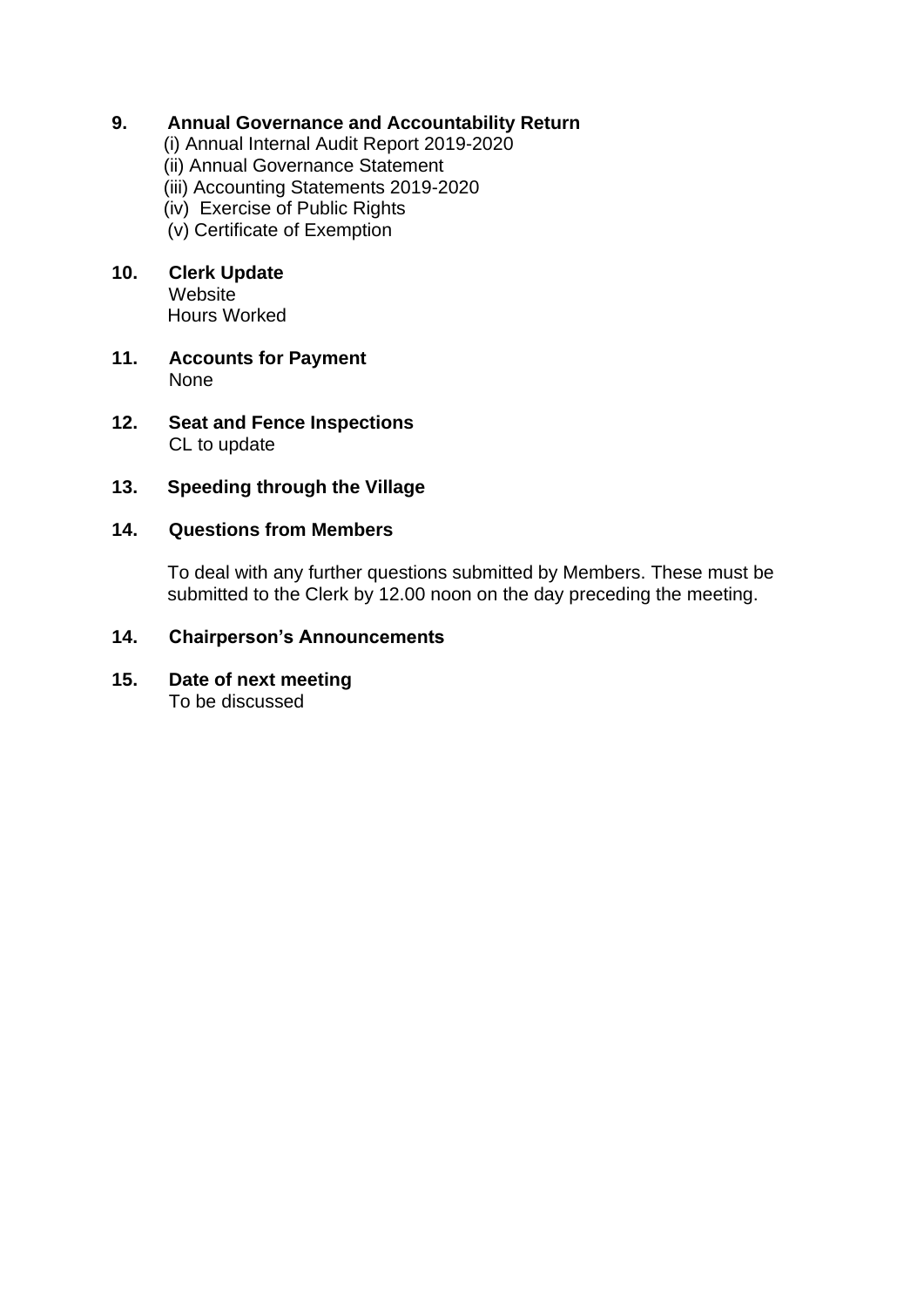**9. Annual Governance and Accountability Return**

(i) Annual Internal Audit Report 2019-2020
(ii) Annual Governance Statement
(iii) Accounting Statements 2019-2020
(iv) Exercise of Public Rights
(v) Certificate of Exemption

**10. Clerk Update**

Website
Hours Worked

**11. Accounts for Payment**

None

**12. Seat and Fence Inspections**

CL to update

**13. Speeding through the Village**

**14. Questions from Members**

To deal with any further questions submitted by Members. These must be submitted to the Clerk by 12.00 noon on the day preceding the meeting.

**14. Chairperson's Announcements**

**15. Date of next meeting**

To be discussed